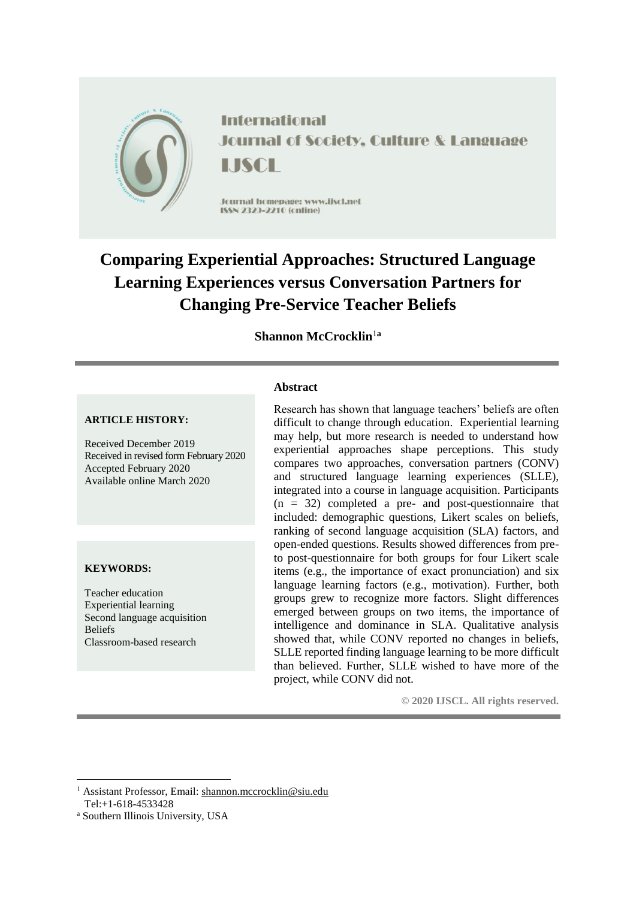International Journal of Society, Culture & Language

IJSCL

Journal homepage: www.ijscl.net

ISSN 2329-2210 (online)

# Comparing Experiential Approaches: Structured Language Learning Experiences versus Conversation Partners for Changing Pre-Service Teacher Beliefs

**Shannon McCrocklin**[1a]

**ARTICLE HISTORY:**

Received December 2019
Received in revised form February 2020
Accepted February 2020
Available online March 2020

**KEYWORDS:**

Teacher education
Experiential learning
Second language acquisition
Beliefs
Classroom-based research

**Abstract**

Research has shown that language teachers' beliefs are often difficult to change through education. Experiential learning may help, but more research is needed to understand how experiential approaches shape perceptions. This study compares two approaches, conversation partners (CONV) and structured language learning experiences (SLLE), integrated into a course in language acquisition. Participants (n = 32) completed a pre- and post-questionnaire that included: demographic questions, Likert scales on beliefs, ranking of second language acquisition (SLA) factors, and open-ended questions. Results showed differences from pre- to post-questionnaire for both groups for four Likert scale items (e.g., the importance of exact pronunciation) and six language learning factors (e.g., motivation). Further, both groups grew to recognize more factors. Slight differences emerged between groups on two items, the importance of intelligence and dominance in SLA. Qualitative analysis showed that, while CONV reported no changes in beliefs, SLLE reported finding language learning to be more difficult than believed. Further, SLLE wished to have more of the project, while CONV did not.

**© 2020 IJSCL. All rights reserved.**

[1] Assistant Professor, Email: shannon.mccrocklin@siu.edu
Tel:+1-618-4533428

[a] Southern Illinois University, USA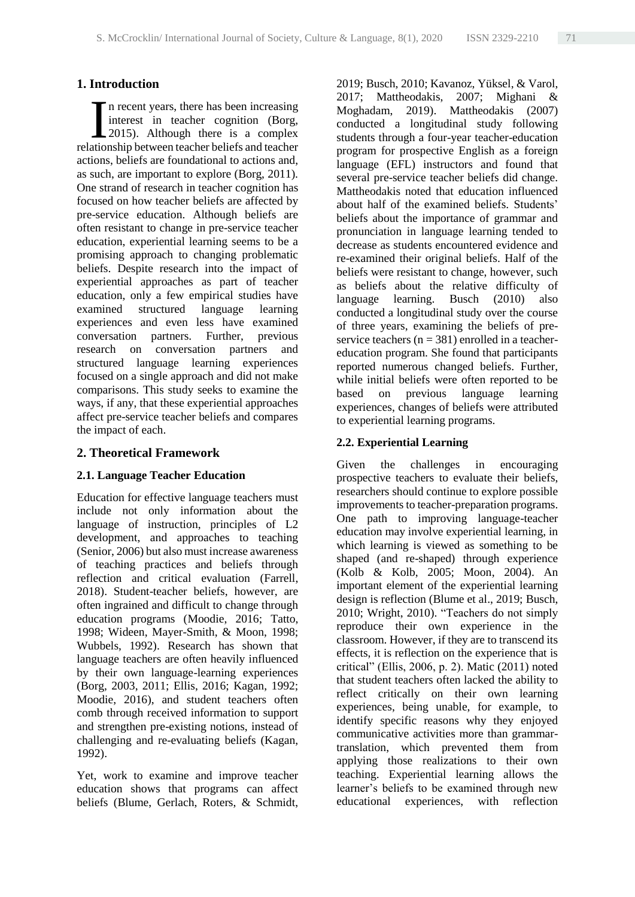## 1. Introduction

In recent years, there has been increasing interest in teacher cognition (Borg, 2015). Although there is a complex relationship between teacher beliefs and teacher actions, beliefs are foundational to actions and, as such, are important to explore (Borg, 2011). One strand of research in teacher cognition has focused on how teacher beliefs are affected by pre-service education. Although beliefs are often resistant to change in pre-service teacher education, experiential learning seems to be a promising approach to changing problematic beliefs. Despite research into the impact of experiential approaches as part of teacher education, only a few empirical studies have examined structured language learning experiences and even less have examined conversation partners. Further, previous research on conversation partners and structured language learning experiences focused on a single approach and did not make comparisons. This study seeks to examine the ways, if any, that these experiential approaches affect pre-service teacher beliefs and compares the impact of each.

## 2. Theoretical Framework

### 2.1. Language Teacher Education

Education for effective language teachers must include not only information about the language of instruction, principles of L2 development, and approaches to teaching (Senior, 2006) but also must increase awareness of teaching practices and beliefs through reflection and critical evaluation (Farrell, 2018). Student-teacher beliefs, however, are often ingrained and difficult to change through education programs (Moodie, 2016; Tatto, 1998; Wideen, Mayer-Smith, & Moon, 1998; Wubbels, 1992). Research has shown that language teachers are often heavily influenced by their own language-learning experiences (Borg, 2003, 2011; Ellis, 2016; Kagan, 1992; Moodie, 2016), and student teachers often comb through received information to support and strengthen pre-existing notions, instead of challenging and re-evaluating beliefs (Kagan, 1992).

Yet, work to examine and improve teacher education shows that programs can affect beliefs (Blume, Gerlach, Roters, & Schmidt, 2019; Busch, 2010; Kavanoz, Yüksel, & Varol, 2017; Mattheodakis, 2007; Mighani & Moghadam, 2019). Mattheodakis (2007) conducted a longitudinal study following students through a four-year teacher-education program for prospective English as a foreign language (EFL) instructors and found that several pre-service teacher beliefs did change. Mattheodakis noted that education influenced about half of the examined beliefs. Students' beliefs about the importance of grammar and pronunciation in language learning tended to decrease as students encountered evidence and re-examined their original beliefs. Half of the beliefs were resistant to change, however, such as beliefs about the relative difficulty of language learning. Busch (2010) also conducted a longitudinal study over the course of three years, examining the beliefs of pre-service teachers (n = 381) enrolled in a teacher-education program. She found that participants reported numerous changed beliefs. Further, while initial beliefs were often reported to be based on previous language learning experiences, changes of beliefs were attributed to experiential learning programs.

### 2.2. Experiential Learning

Given the challenges in encouraging prospective teachers to evaluate their beliefs, researchers should continue to explore possible improvements to teacher-preparation programs. One path to improving language-teacher education may involve experiential learning, in which learning is viewed as something to be shaped (and re-shaped) through experience (Kolb & Kolb, 2005; Moon, 2004). An important element of the experiential learning design is reflection (Blume et al., 2019; Busch, 2010; Wright, 2010). "Teachers do not simply reproduce their own experience in the classroom. However, if they are to transcend its effects, it is reflection on the experience that is critical" (Ellis, 2006, p. 2). Matic (2011) noted that student teachers often lacked the ability to reflect critically on their own learning experiences, being unable, for example, to identify specific reasons why they enjoyed communicative activities more than grammar-translation, which prevented them from applying those realizations to their own teaching. Experiential learning allows the learner's beliefs to be examined through new educational experiences, with reflection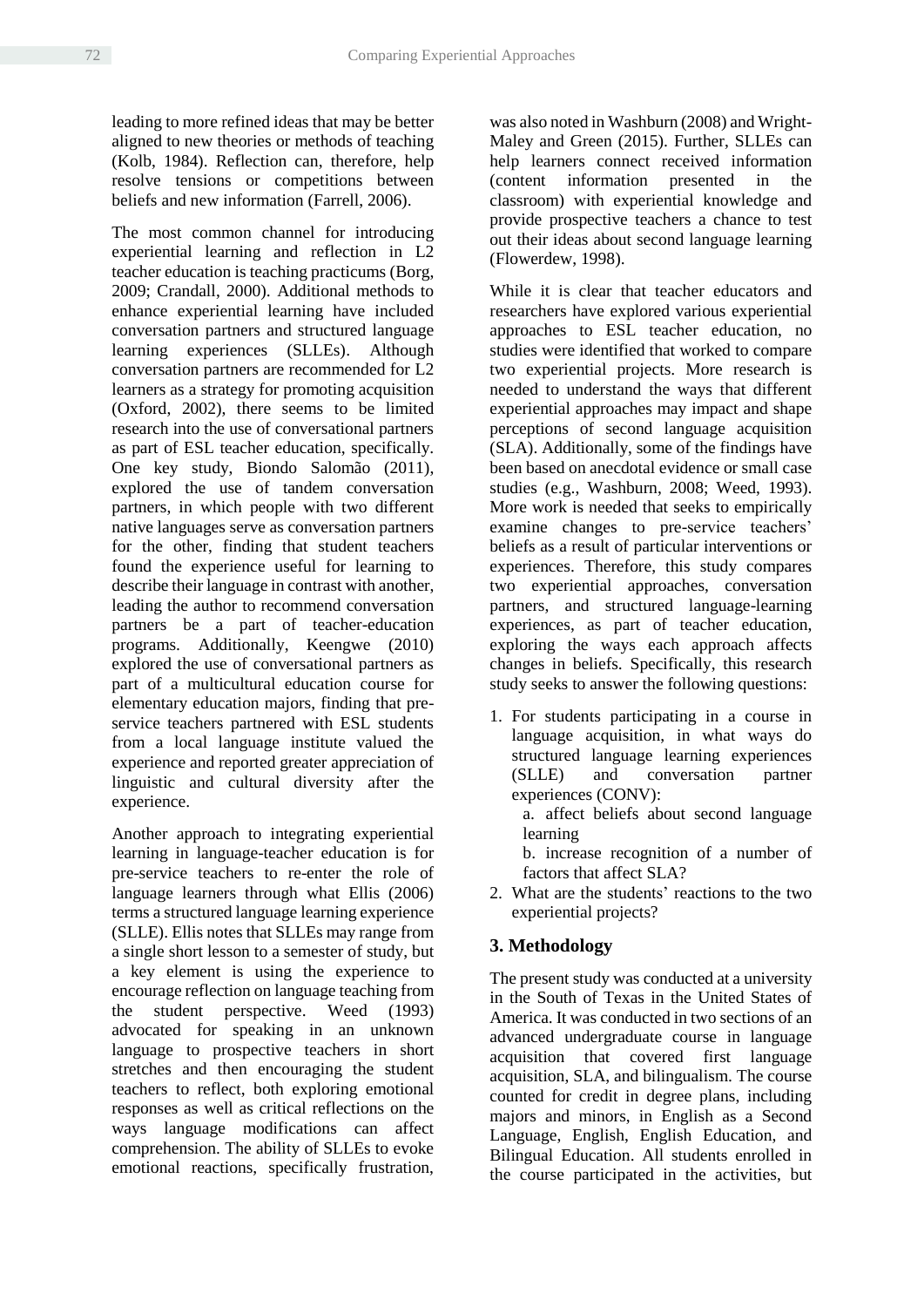leading to more refined ideas that may be better aligned to new theories or methods of teaching (Kolb, 1984). Reflection can, therefore, help resolve tensions or competitions between beliefs and new information (Farrell, 2006).

The most common channel for introducing experiential learning and reflection in L2 teacher education is teaching practicums (Borg, 2009; Crandall, 2000). Additional methods to enhance experiential learning have included conversation partners and structured language learning experiences (SLLEs). Although conversation partners are recommended for L2 learners as a strategy for promoting acquisition (Oxford, 2002), there seems to be limited research into the use of conversational partners as part of ESL teacher education, specifically. One key study, Biondo Salomão (2011), explored the use of tandem conversation partners, in which people with two different native languages serve as conversation partners for the other, finding that student teachers found the experience useful for learning to describe their language in contrast with another, leading the author to recommend conversation partners be a part of teacher-education programs. Additionally, Keengwe (2010) explored the use of conversational partners as part of a multicultural education course for elementary education majors, finding that pre-service teachers partnered with ESL students from a local language institute valued the experience and reported greater appreciation of linguistic and cultural diversity after the experience.

Another approach to integrating experiential learning in language-teacher education is for pre-service teachers to re-enter the role of language learners through what Ellis (2006) terms a structured language learning experience (SLLE). Ellis notes that SLLEs may range from a single short lesson to a semester of study, but a key element is using the experience to encourage reflection on language teaching from the student perspective. Weed (1993) advocated for speaking in an unknown language to prospective teachers in short stretches and then encouraging the student teachers to reflect, both exploring emotional responses as well as critical reflections on the ways language modifications can affect comprehension. The ability of SLLEs to evoke emotional reactions, specifically frustration, was also noted in Washburn (2008) and Wright-Maley and Green (2015). Further, SLLEs can help learners connect received information (content information presented in the classroom) with experiential knowledge and provide prospective teachers a chance to test out their ideas about second language learning (Flowerdew, 1998).

While it is clear that teacher educators and researchers have explored various experiential approaches to ESL teacher education, no studies were identified that worked to compare two experiential projects. More research is needed to understand the ways that different experiential approaches may impact and shape perceptions of second language acquisition (SLA). Additionally, some of the findings have been based on anecdotal evidence or small case studies (e.g., Washburn, 2008; Weed, 1993). More work is needed that seeks to empirically examine changes to pre-service teachers' beliefs as a result of particular interventions or experiences. Therefore, this study compares two experiential approaches, conversation partners, and structured language-learning experiences, as part of teacher education, exploring the ways each approach affects changes in beliefs. Specifically, this research study seeks to answer the following questions:

1. For students participating in a course in language acquisition, in what ways do structured language learning experiences (SLLE) and conversation partner experiences (CONV):
   a. affect beliefs about second language learning
   b. increase recognition of a number of factors that affect SLA?
2. What are the students' reactions to the two experiential projects?

## 3. Methodology

The present study was conducted at a university in the South of Texas in the United States of America. It was conducted in two sections of an advanced undergraduate course in language acquisition that covered first language acquisition, SLA, and bilingualism. The course counted for credit in degree plans, including majors and minors, in English as a Second Language, English, English Education, and Bilingual Education. All students enrolled in the course participated in the activities, but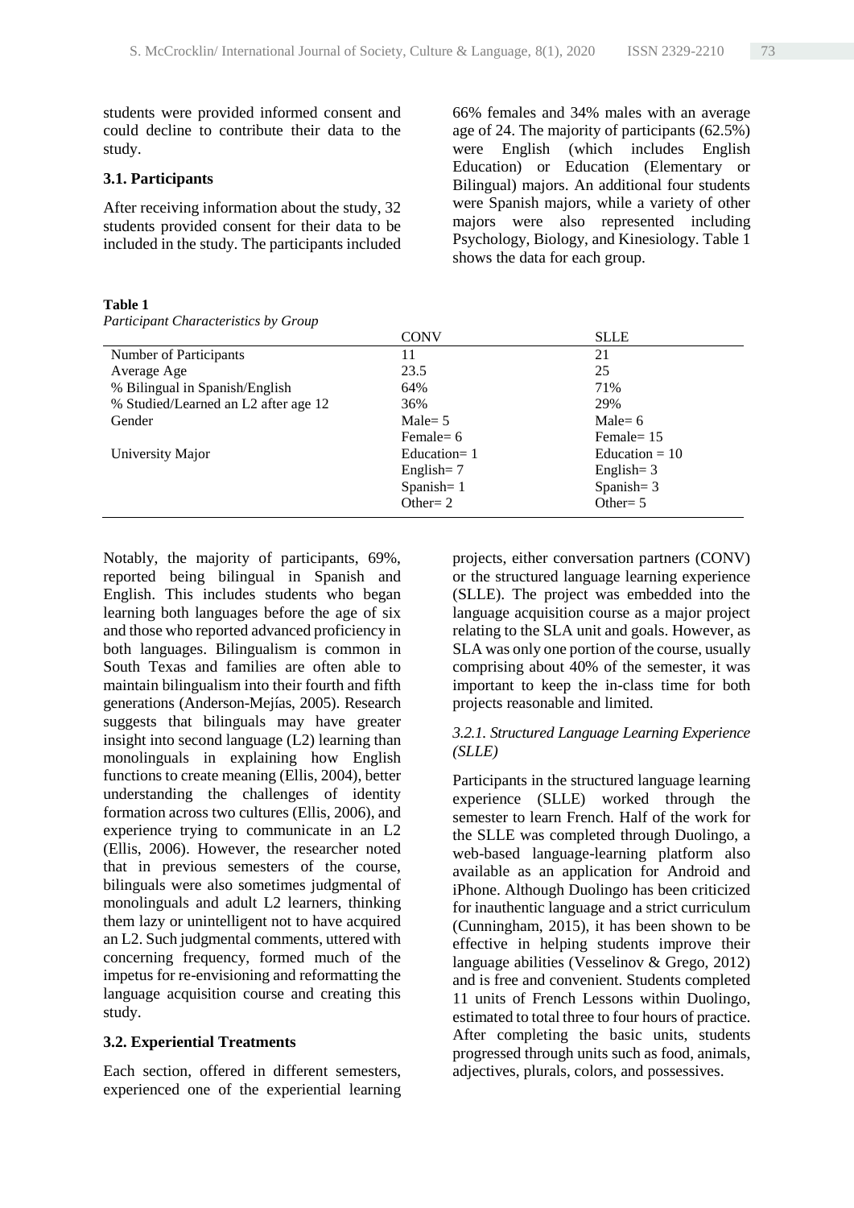students were provided informed consent and could decline to contribute their data to the study.

### 3.1. Participants

After receiving information about the study, 32 students provided consent for their data to be included in the study. The participants included 66% females and 34% males with an average age of 24. The majority of participants (62.5%) were English (which includes English Education) or Education (Elementary or Bilingual) majors. An additional four students were Spanish majors, while a variety of other majors were also represented including Psychology, Biology, and Kinesiology. Table 1 shows the data for each group.

**Table 1**
*Participant Characteristics by Group*

| | CONV | SLLE |
|---|---|---|
| Number of Participants | 11 | 21 |
| Average Age | 23.5 | 25 |
| % Bilingual in Spanish/English | 64% | 71% |
| % Studied/Learned an L2 after age 12 | 36% | 29% |
| Gender | Male= 5<br>Female= 6 | Male= 6<br>Female= 15 |
| University Major | Education= 1<br>English= 7<br>Spanish= 1<br>Other= 2 | Education = 10<br>English= 3<br>Spanish= 3<br>Other= 5 |

Notably, the majority of participants, 69%, reported being bilingual in Spanish and English. This includes students who began learning both languages before the age of six and those who reported advanced proficiency in both languages. Bilingualism is common in South Texas and families are often able to maintain bilingualism into their fourth and fifth generations (Anderson-Mejías, 2005). Research suggests that bilinguals may have greater insight into second language (L2) learning than monolinguals in explaining how English functions to create meaning (Ellis, 2004), better understanding the challenges of identity formation across two cultures (Ellis, 2006), and experience trying to communicate in an L2 (Ellis, 2006). However, the researcher noted that in previous semesters of the course, bilinguals were also sometimes judgmental of monolinguals and adult L2 learners, thinking them lazy or unintelligent not to have acquired an L2. Such judgmental comments, uttered with concerning frequency, formed much of the impetus for re-envisioning and reformatting the language acquisition course and creating this study.

### 3.2. Experiential Treatments

Each section, offered in different semesters, experienced one of the experiential learning projects, either conversation partners (CONV) or the structured language learning experience (SLLE). The project was embedded into the language acquisition course as a major project relating to the SLA unit and goals. However, as SLA was only one portion of the course, usually comprising about 40% of the semester, it was important to keep the in-class time for both projects reasonable and limited.

#### *3.2.1. Structured Language Learning Experience (SLLE)*

Participants in the structured language learning experience (SLLE) worked through the semester to learn French. Half of the work for the SLLE was completed through Duolingo, a web-based language-learning platform also available as an application for Android and iPhone. Although Duolingo has been criticized for inauthentic language and a strict curriculum (Cunningham, 2015), it has been shown to be effective in helping students improve their language abilities (Vesselinov & Grego, 2012) and is free and convenient. Students completed 11 units of French Lessons within Duolingo, estimated to total three to four hours of practice. After completing the basic units, students progressed through units such as food, animals, adjectives, plurals, colors, and possessives.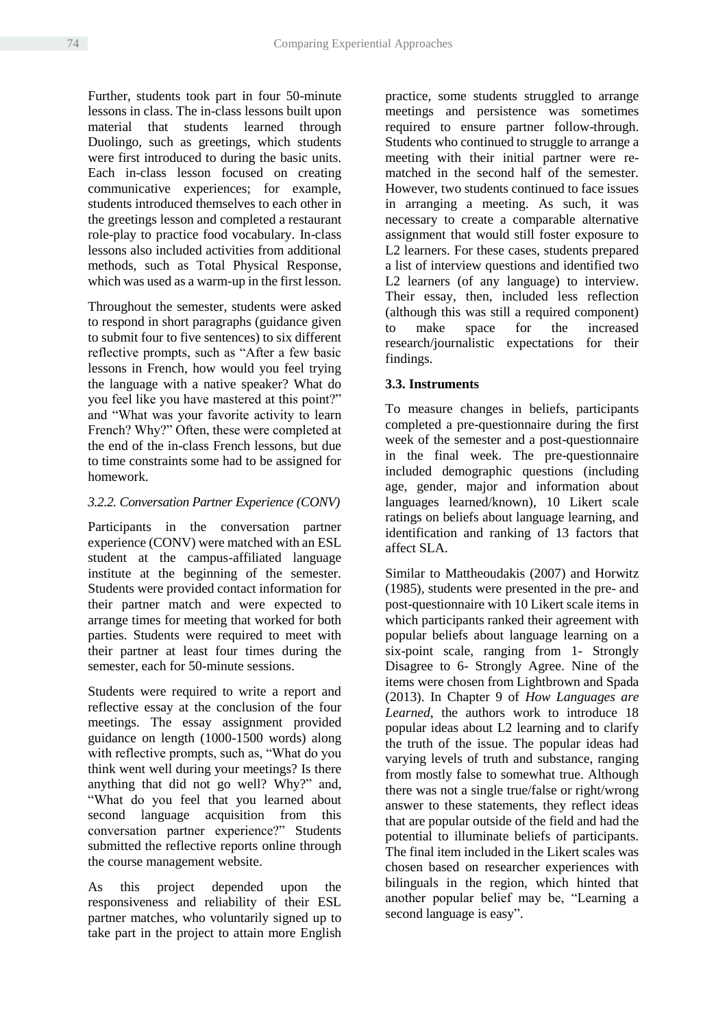Further, students took part in four 50-minute lessons in class. The in-class lessons built upon material that students learned through Duolingo, such as greetings, which students were first introduced to during the basic units. Each in-class lesson focused on creating communicative experiences; for example, students introduced themselves to each other in the greetings lesson and completed a restaurant role-play to practice food vocabulary. In-class lessons also included activities from additional methods, such as Total Physical Response, which was used as a warm-up in the first lesson.

Throughout the semester, students were asked to respond in short paragraphs (guidance given to submit four to five sentences) to six different reflective prompts, such as "After a few basic lessons in French, how would you feel trying the language with a native speaker? What do you feel like you have mastered at this point?" and "What was your favorite activity to learn French? Why?" Often, these were completed at the end of the in-class French lessons, but due to time constraints some had to be assigned for homework.

#### *3.2.2. Conversation Partner Experience (CONV)*

Participants in the conversation partner experience (CONV) were matched with an ESL student at the campus-affiliated language institute at the beginning of the semester. Students were provided contact information for their partner match and were expected to arrange times for meeting that worked for both parties. Students were required to meet with their partner at least four times during the semester, each for 50-minute sessions.

Students were required to write a report and reflective essay at the conclusion of the four meetings. The essay assignment provided guidance on length (1000-1500 words) along with reflective prompts, such as, "What do you think went well during your meetings? Is there anything that did not go well? Why?" and, "What do you feel that you learned about second language acquisition from this conversation partner experience?" Students submitted the reflective reports online through the course management website.

As this project depended upon the responsiveness and reliability of their ESL partner matches, who voluntarily signed up to take part in the project to attain more English practice, some students struggled to arrange meetings and persistence was sometimes required to ensure partner follow-through. Students who continued to struggle to arrange a meeting with their initial partner were re-matched in the second half of the semester. However, two students continued to face issues in arranging a meeting. As such, it was necessary to create a comparable alternative assignment that would still foster exposure to L2 learners. For these cases, students prepared a list of interview questions and identified two L2 learners (of any language) to interview. Their essay, then, included less reflection (although this was still a required component) to make space for the increased research/journalistic expectations for their findings.

### 3.3. Instruments

To measure changes in beliefs, participants completed a pre-questionnaire during the first week of the semester and a post-questionnaire in the final week. The pre-questionnaire included demographic questions (including age, gender, major and information about languages learned/known), 10 Likert scale ratings on beliefs about language learning, and identification and ranking of 13 factors that affect SLA.

Similar to Mattheoudakis (2007) and Horwitz (1985), students were presented in the pre- and post-questionnaire with 10 Likert scale items in which participants ranked their agreement with popular beliefs about language learning on a six-point scale, ranging from 1- Strongly Disagree to 6- Strongly Agree. Nine of the items were chosen from Lightbrown and Spada (2013). In Chapter 9 of *How Languages are Learned*, the authors work to introduce 18 popular ideas about L2 learning and to clarify the truth of the issue. The popular ideas had varying levels of truth and substance, ranging from mostly false to somewhat true. Although there was not a single true/false or right/wrong answer to these statements, they reflect ideas that are popular outside of the field and had the potential to illuminate beliefs of participants. The final item included in the Likert scales was chosen based on researcher experiences with bilinguals in the region, which hinted that another popular belief may be, "Learning a second language is easy".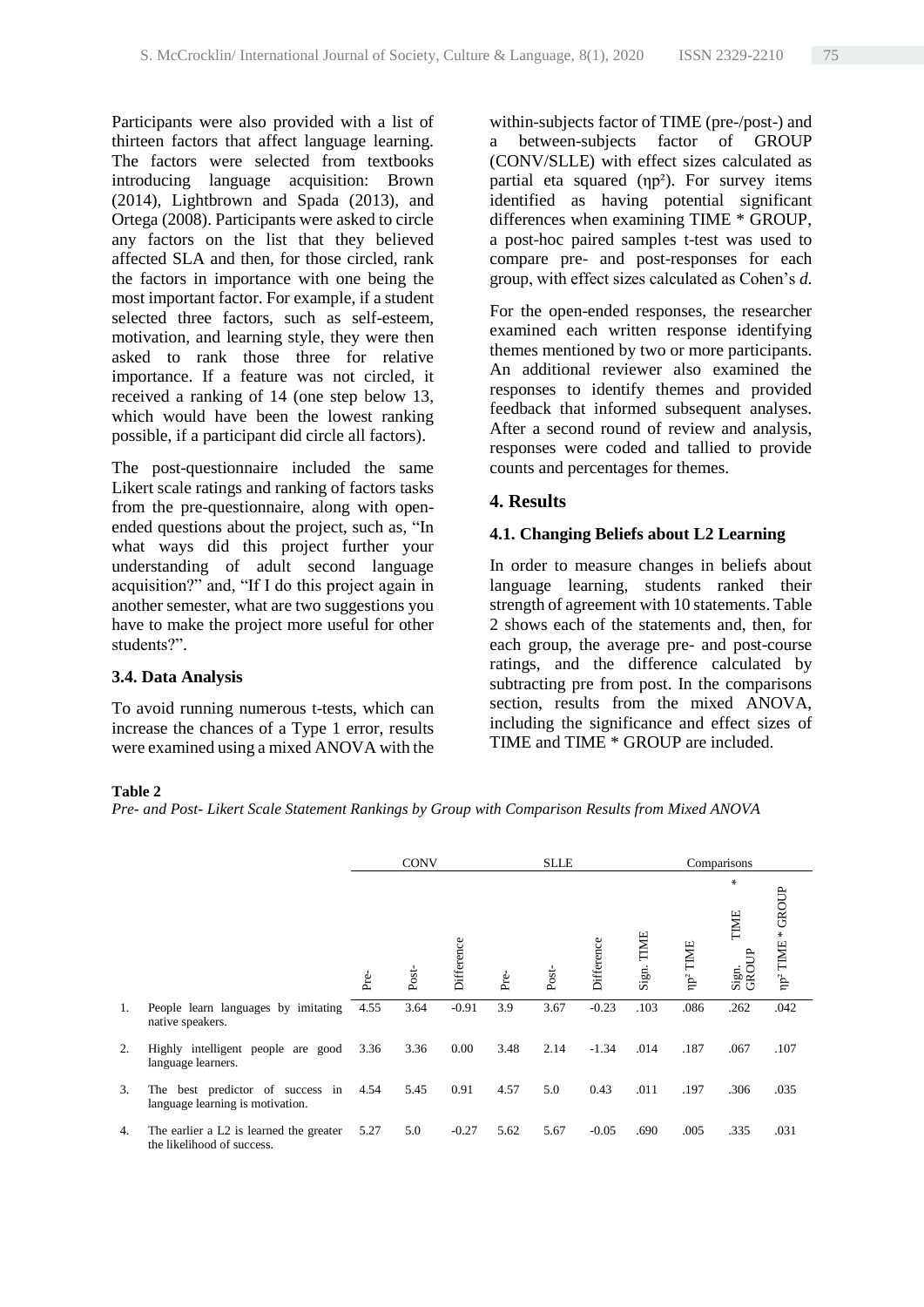Participants were also provided with a list of thirteen factors that affect language learning. The factors were selected from textbooks introducing language acquisition: Brown (2014), Lightbrown and Spada (2013), and Ortega (2008). Participants were asked to circle any factors on the list that they believed affected SLA and then, for those circled, rank the factors in importance with one being the most important factor. For example, if a student selected three factors, such as self-esteem, motivation, and learning style, they were then asked to rank those three for relative importance. If a feature was not circled, it received a ranking of 14 (one step below 13, which would have been the lowest ranking possible, if a participant did circle all factors).

The post-questionnaire included the same Likert scale ratings and ranking of factors tasks from the pre-questionnaire, along with open-ended questions about the project, such as, "In what ways did this project further your understanding of adult second language acquisition?" and, "If I do this project again in another semester, what are two suggestions you have to make the project more useful for other students?".

### 3.4. Data Analysis

To avoid running numerous t-tests, which can increase the chances of a Type 1 error, results were examined using a mixed ANOVA with the within-subjects factor of TIME (pre-/post-) and a between-subjects factor of GROUP (CONV/SLLE) with effect sizes calculated as partial eta squared ($\eta p^2$). For survey items identified as having potential significant differences when examining TIME * GROUP, a post-hoc paired samples t-test was used to compare pre- and post-responses for each group, with effect sizes calculated as Cohen's *d.*

For the open-ended responses, the researcher examined each written response identifying themes mentioned by two or more participants. An additional reviewer also examined the responses to identify themes and provided feedback that informed subsequent analyses. After a second round of review and analysis, responses were coded and tallied to provide counts and percentages for themes.

## 4. Results

### 4.1. Changing Beliefs about L2 Learning

In order to measure changes in beliefs about language learning, students ranked their strength of agreement with 10 statements. Table 2 shows each of the statements and, then, for each group, the average pre- and post-course ratings, and the difference calculated by subtracting pre from post. In the comparisons section, results from the mixed ANOVA, including the significance and effect sizes of TIME and TIME * GROUP are included.

**Table 2**

*Pre- and Post- Likert Scale Statement Rankings by Group with Comparison Results from Mixed ANOVA*

| | | CONV | | | SLLE | | | Comparisons | | | |
|---|---|---|---|---|---|---|---|---|---|---|---|
| | | Pre- | Post- | Difference | Pre- | Post- | Difference | Sign. TIME | $\eta p^2$ TIME | Sign. TIME * GROUP | $\eta p^2$ TIME * GROUP |
| 1. | People learn languages by imitating native speakers. | 4.55 | 3.64 | -0.91 | 3.9 | 3.67 | -0.23 | .103 | .086 | .262 | .042 |
| 2. | Highly intelligent people are good language learners. | 3.36 | 3.36 | 0.00 | 3.48 | 2.14 | -1.34 | .014 | .187 | .067 | .107 |
| 3. | The best predictor of success in language learning is motivation. | 4.54 | 5.45 | 0.91 | 4.57 | 5.0 | 0.43 | .011 | .197 | .306 | .035 |
| 4. | The earlier a L2 is learned the greater the likelihood of success. | 5.27 | 5.0 | -0.27 | 5.62 | 5.67 | -0.05 | .690 | .005 | .335 | .031 |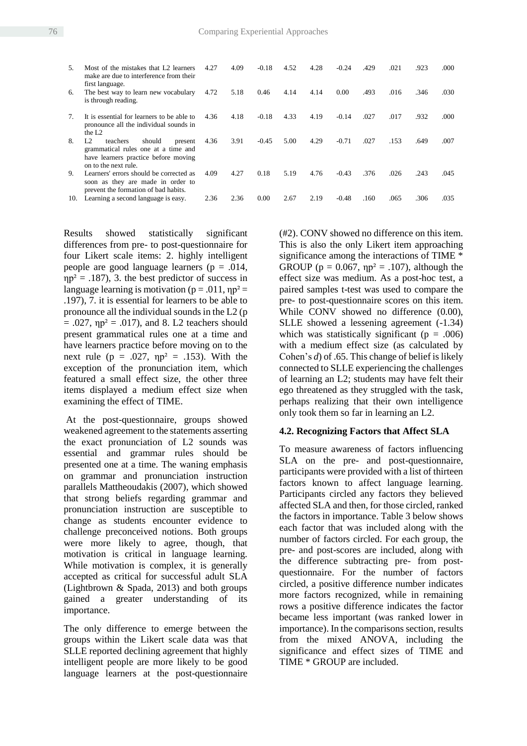| | | | | | | | | | | | |
|---|---|---|---|---|---|---|---|---|---|---|---|
| 5. | Most of the mistakes that L2 learners make are due to interference from their first language. | 4.27 | 4.09 | -0.18 | 4.52 | 4.28 | -0.24 | .429 | .021 | .923 | .000 |
| 6. | The best way to learn new vocabulary is through reading. | 4.72 | 5.18 | 0.46 | 4.14 | 4.14 | 0.00 | .493 | .016 | .346 | .030 |
| 7. | It is essential for learners to be able to pronounce all the individual sounds in the L2 | 4.36 | 4.18 | -0.18 | 4.33 | 4.19 | -0.14 | .027 | .017 | .932 | .000 |
| 8. | L2 teachers should present grammatical rules one at a time and have learners practice before moving on to the next rule. | 4.36 | 3.91 | -0.45 | 5.00 | 4.29 | -0.71 | .027 | .153 | .649 | .007 |
| 9. | Learners' errors should be corrected as soon as they are made in order to prevent the formation of bad habits. | 4.09 | 4.27 | 0.18 | 5.19 | 4.76 | -0.43 | .376 | .026 | .243 | .045 |
| 10. | Learning a second language is easy. | 2.36 | 2.36 | 0.00 | 2.67 | 2.19 | -0.48 | .160 | .065 | .306 | .035 |

Results showed statistically significant differences from pre- to post-questionnaire for four Likert scale items: 2. highly intelligent people are good language learners ($p = .014$, $\eta p^2 = .187$), 3. the best predictor of success in language learning is motivation ($p = .011$, $\eta p^2 = .197$), 7. it is essential for learners to be able to pronounce all the individual sounds in the L2 ($p = .027$, $\eta p^2 = .017$), and 8. L2 teachers should present grammatical rules one at a time and have learners practice before moving on to the next rule ($p = .027$, $\eta p^2 = .153$). With the exception of the pronunciation item, which featured a small effect size, the other three items displayed a medium effect size when examining the effect of TIME.

At the post-questionnaire, groups showed weakened agreement to the statements asserting the exact pronunciation of L2 sounds was essential and grammar rules should be presented one at a time. The waning emphasis on grammar and pronunciation instruction parallels Mattheoudakis (2007), which showed that strong beliefs regarding grammar and pronunciation instruction are susceptible to change as students encounter evidence to challenge preconceived notions. Both groups were more likely to agree, though, that motivation is critical in language learning. While motivation is complex, it is generally accepted as critical for successful adult SLA (Lightbrown & Spada, 2013) and both groups gained a greater understanding of its importance.

The only difference to emerge between the groups within the Likert scale data was that SLLE reported declining agreement that highly intelligent people are more likely to be good language learners at the post-questionnaire (#2). CONV showed no difference on this item. This is also the only Likert item approaching significance among the interactions of TIME * GROUP ($p = 0.067$, $\eta p^2 = .107$), although the effect size was medium. As a post-hoc test, a paired samples t-test was used to compare the pre- to post-questionnaire scores on this item. While CONV showed no difference (0.00), SLLE showed a lessening agreement (-1.34) which was statistically significant ($p = .006$) with a medium effect size (as calculated by Cohen's *d*) of .65. This change of belief is likely connected to SLLE experiencing the challenges of learning an L2; students may have felt their ego threatened as they struggled with the task, perhaps realizing that their own intelligence only took them so far in learning an L2.

### 4.2. Recognizing Factors that Affect SLA

To measure awareness of factors influencing SLA on the pre- and post-questionnaire, participants were provided with a list of thirteen factors known to affect language learning. Participants circled any factors they believed affected SLA and then, for those circled, ranked the factors in importance. Table 3 below shows each factor that was included along with the number of factors circled. For each group, the pre- and post-scores are included, along with the difference subtracting pre- from post-questionnaire. For the number of factors circled, a positive difference number indicates more factors recognized, while in remaining rows a positive difference indicates the factor became less important (was ranked lower in importance). In the comparisons section, results from the mixed ANOVA, including the significance and effect sizes of TIME and TIME * GROUP are included.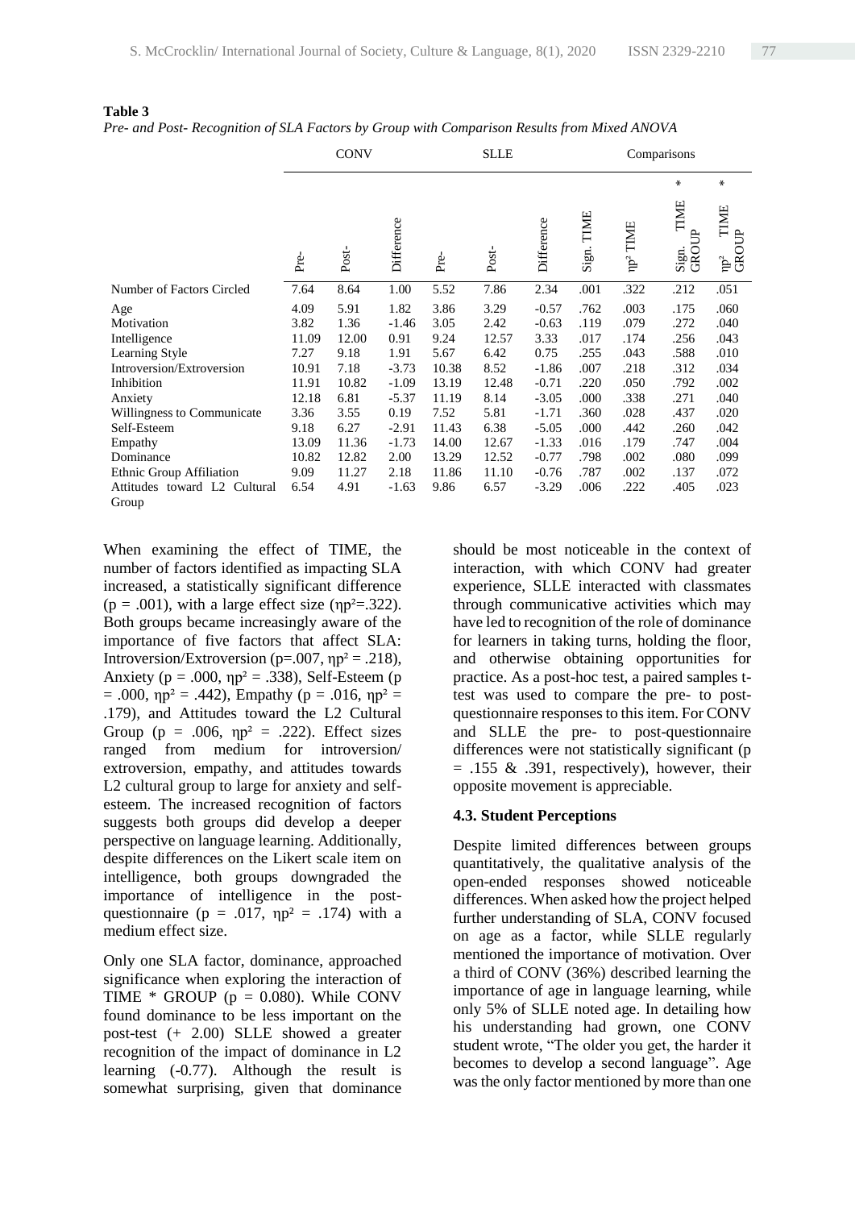**Table 3**

*Pre- and Post- Recognition of SLA Factors by Group with Comparison Results from Mixed ANOVA*

| | CONV | | | SLLE | | | Comparisons | | | |
|---|---|---|---|---|---|---|---|---|---|---|
| | | | | | | | | | * | * |
| | Pre- | Post- | Difference | Pre- | Post- | Difference | Sign. TIME | ηp² TIME | Sign. TIME GROUP | ηp² TIME GROUP |
| Number of Factors Circled | 7.64 | 8.64 | 1.00 | 5.52 | 7.86 | 2.34 | .001 | .322 | .212 | .051 |
| Age | 4.09 | 5.91 | 1.82 | 3.86 | 3.29 | -0.57 | .762 | .003 | .175 | .060 |
| Motivation | 3.82 | 1.36 | -1.46 | 3.05 | 2.42 | -0.63 | .119 | .079 | .272 | .040 |
| Intelligence | 11.09 | 12.00 | 0.91 | 9.24 | 12.57 | 3.33 | .017 | .174 | .256 | .043 |
| Learning Style | 7.27 | 9.18 | 1.91 | 5.67 | 6.42 | 0.75 | .255 | .043 | .588 | .010 |
| Introversion/Extroversion | 10.91 | 7.18 | -3.73 | 10.38 | 8.52 | -1.86 | .007 | .218 | .312 | .034 |
| Inhibition | 11.91 | 10.82 | -1.09 | 13.19 | 12.48 | -0.71 | .220 | .050 | .792 | .002 |
| Anxiety | 12.18 | 6.81 | -5.37 | 11.19 | 8.14 | -3.05 | .000 | .338 | .271 | .040 |
| Willingness to Communicate | 3.36 | 3.55 | 0.19 | 7.52 | 5.81 | -1.71 | .360 | .028 | .437 | .020 |
| Self-Esteem | 9.18 | 6.27 | -2.91 | 11.43 | 6.38 | -5.05 | .000 | .442 | .260 | .042 |
| Empathy | 13.09 | 11.36 | -1.73 | 14.00 | 12.67 | -1.33 | .016 | .179 | .747 | .004 |
| Dominance | 10.82 | 12.82 | 2.00 | 13.29 | 12.52 | -0.77 | .798 | .002 | .080 | .099 |
| Ethnic Group Affiliation | 9.09 | 11.27 | 2.18 | 11.86 | 11.10 | -0.76 | .787 | .002 | .137 | .072 |
| Attitudes toward L2 Cultural Group | 6.54 | 4.91 | -1.63 | 9.86 | 6.57 | -3.29 | .006 | .222 | .405 | .023 |

When examining the effect of TIME, the number of factors identified as impacting SLA increased, a statistically significant difference ($p = .001$), with a large effect size ($\eta p^2 = .322$). Both groups became increasingly aware of the importance of five factors that affect SLA: Introversion/Extroversion ($p = .007$, $\eta p^2 = .218$), Anxiety ($p = .000$, $\eta p^2 = .338$), Self-Esteem ($p = .000$, $\eta p^2 = .442$), Empathy ($p = .016$, $\eta p^2 = .179$), and Attitudes toward the L2 Cultural Group ($p = .006$, $\eta p^2 = .222$). Effect sizes ranged from medium for introversion/ extroversion, empathy, and attitudes towards L2 cultural group to large for anxiety and self-esteem. The increased recognition of factors suggests both groups did develop a deeper perspective on language learning. Additionally, despite differences on the Likert scale item on intelligence, both groups downgraded the importance of intelligence in the post-questionnaire ($p = .017$, $\eta p^2 = .174$) with a medium effect size.

Only one SLA factor, dominance, approached significance when exploring the interaction of TIME * GROUP ($p = 0.080$). While CONV found dominance to be less important on the post-test (+ 2.00) SLLE showed a greater recognition of the impact of dominance in L2 learning (-0.77). Although the result is somewhat surprising, given that dominance should be most noticeable in the context of interaction, with which CONV had greater experience, SLLE interacted with classmates through communicative activities which may have led to recognition of the role of dominance for learners in taking turns, holding the floor, and otherwise obtaining opportunities for practice. As a post-hoc test, a paired samples t-test was used to compare the pre- to post-questionnaire responses to this item. For CONV and SLLE the pre- to post-questionnaire differences were not statistically significant ($p = .155$ & $.391$, respectively), however, their opposite movement is appreciable.

### 4.3. Student Perceptions

Despite limited differences between groups quantitatively, the qualitative analysis of the open-ended responses showed noticeable differences. When asked how the project helped further understanding of SLA, CONV focused on age as a factor, while SLLE regularly mentioned the importance of motivation. Over a third of CONV (36%) described learning the importance of age in language learning, while only 5% of SLLE noted age. In detailing how his understanding had grown, one CONV student wrote, "The older you get, the harder it becomes to develop a second language". Age was the only factor mentioned by more than one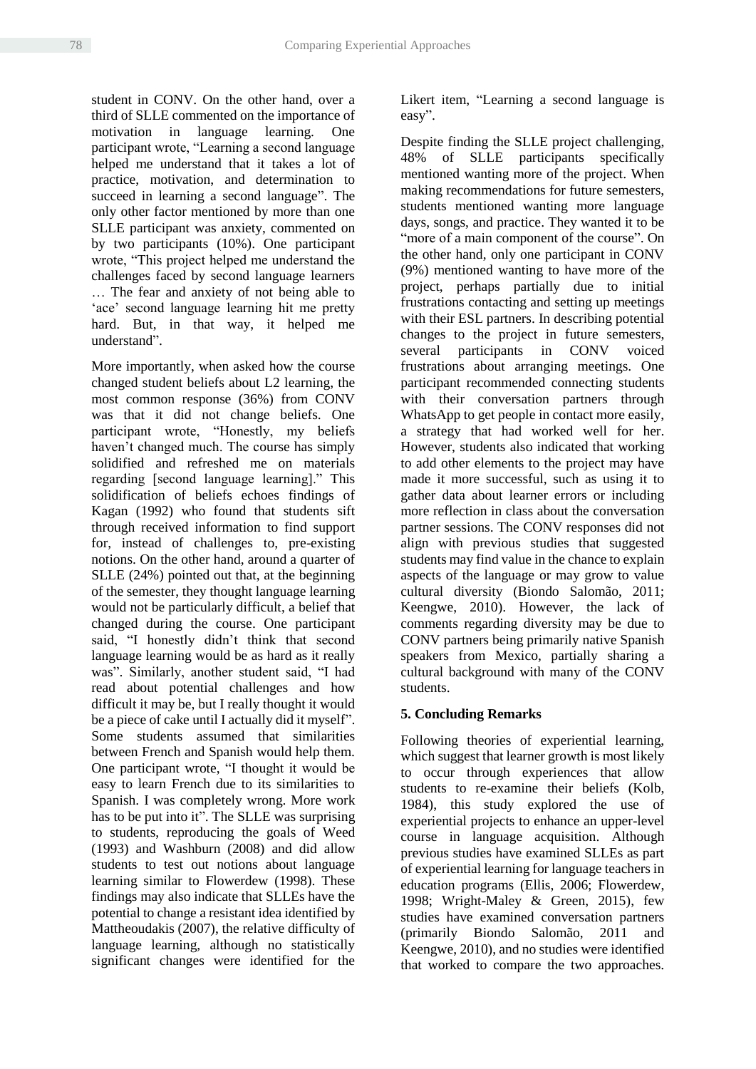student in CONV. On the other hand, over a third of SLLE commented on the importance of motivation in language learning. One participant wrote, "Learning a second language helped me understand that it takes a lot of practice, motivation, and determination to succeed in learning a second language". The only other factor mentioned by more than one SLLE participant was anxiety, commented on by two participants (10%). One participant wrote, "This project helped me understand the challenges faced by second language learners … The fear and anxiety of not being able to 'ace' second language learning hit me pretty hard. But, in that way, it helped me understand".

More importantly, when asked how the course changed student beliefs about L2 learning, the most common response (36%) from CONV was that it did not change beliefs. One participant wrote, "Honestly, my beliefs haven't changed much. The course has simply solidified and refreshed me on materials regarding [second language learning]." This solidification of beliefs echoes findings of Kagan (1992) who found that students sift through received information to find support for, instead of challenges to, pre-existing notions. On the other hand, around a quarter of SLLE (24%) pointed out that, at the beginning of the semester, they thought language learning would not be particularly difficult, a belief that changed during the course. One participant said, "I honestly didn't think that second language learning would be as hard as it really was". Similarly, another student said, "I had read about potential challenges and how difficult it may be, but I really thought it would be a piece of cake until I actually did it myself". Some students assumed that similarities between French and Spanish would help them. One participant wrote, "I thought it would be easy to learn French due to its similarities to Spanish. I was completely wrong. More work has to be put into it". The SLLE was surprising to students, reproducing the goals of Weed (1993) and Washburn (2008) and did allow students to test out notions about language learning similar to Flowerdew (1998). These findings may also indicate that SLLEs have the potential to change a resistant idea identified by Mattheoudakis (2007), the relative difficulty of language learning, although no statistically significant changes were identified for the Likert item, "Learning a second language is easy".

Despite finding the SLLE project challenging, 48% of SLLE participants specifically mentioned wanting more of the project. When making recommendations for future semesters, students mentioned wanting more language days, songs, and practice. They wanted it to be "more of a main component of the course". On the other hand, only one participant in CONV (9%) mentioned wanting to have more of the project, perhaps partially due to initial frustrations contacting and setting up meetings with their ESL partners. In describing potential changes to the project in future semesters, several participants in CONV voiced frustrations about arranging meetings. One participant recommended connecting students with their conversation partners through WhatsApp to get people in contact more easily, a strategy that had worked well for her. However, students also indicated that working to add other elements to the project may have made it more successful, such as using it to gather data about learner errors or including more reflection in class about the conversation partner sessions. The CONV responses did not align with previous studies that suggested students may find value in the chance to explain aspects of the language or may grow to value cultural diversity (Biondo Salomão, 2011; Keengwe, 2010). However, the lack of comments regarding diversity may be due to CONV partners being primarily native Spanish speakers from Mexico, partially sharing a cultural background with many of the CONV students.

## 5. Concluding Remarks

Following theories of experiential learning, which suggest that learner growth is most likely to occur through experiences that allow students to re-examine their beliefs (Kolb, 1984), this study explored the use of experiential projects to enhance an upper-level course in language acquisition. Although previous studies have examined SLLEs as part of experiential learning for language teachers in education programs (Ellis, 2006; Flowerdew, 1998; Wright-Maley & Green, 2015), few studies have examined conversation partners (primarily Biondo Salomão, 2011 and Keengwe, 2010), and no studies were identified that worked to compare the two approaches.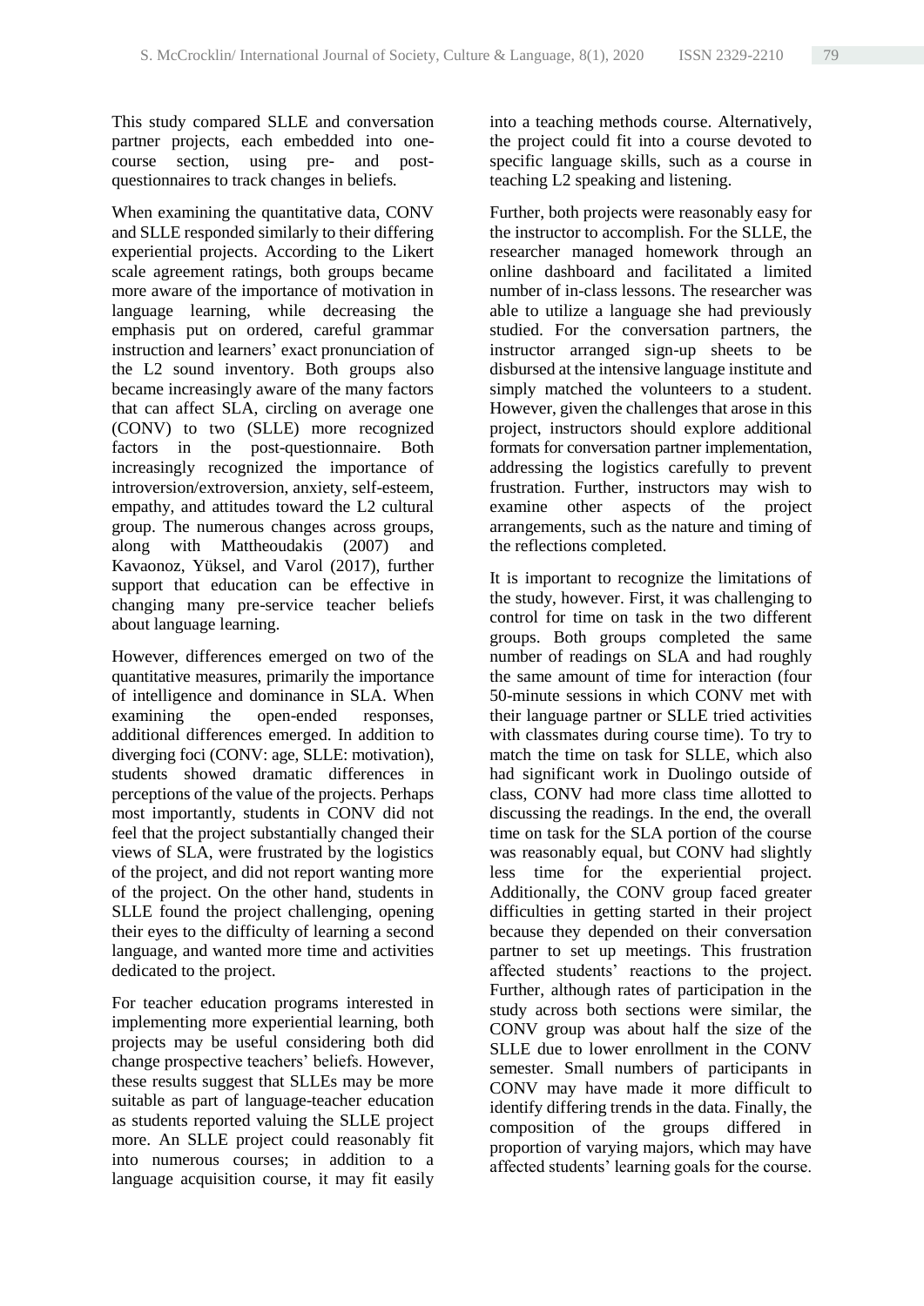This study compared SLLE and conversation partner projects, each embedded into one-course section, using pre- and post-questionnaires to track changes in beliefs.

When examining the quantitative data, CONV and SLLE responded similarly to their differing experiential projects. According to the Likert scale agreement ratings, both groups became more aware of the importance of motivation in language learning, while decreasing the emphasis put on ordered, careful grammar instruction and learners' exact pronunciation of the L2 sound inventory. Both groups also became increasingly aware of the many factors that can affect SLA, circling on average one (CONV) to two (SLLE) more recognized factors in the post-questionnaire. Both increasingly recognized the importance of introversion/extroversion, anxiety, self-esteem, empathy, and attitudes toward the L2 cultural group. The numerous changes across groups, along with Mattheoudakis (2007) and Kavaonoz, Yüksel, and Varol (2017), further support that education can be effective in changing many pre-service teacher beliefs about language learning.

However, differences emerged on two of the quantitative measures, primarily the importance of intelligence and dominance in SLA. When examining the open-ended responses, additional differences emerged. In addition to diverging foci (CONV: age, SLLE: motivation), students showed dramatic differences in perceptions of the value of the projects. Perhaps most importantly, students in CONV did not feel that the project substantially changed their views of SLA, were frustrated by the logistics of the project, and did not report wanting more of the project. On the other hand, students in SLLE found the project challenging, opening their eyes to the difficulty of learning a second language, and wanted more time and activities dedicated to the project.

For teacher education programs interested in implementing more experiential learning, both projects may be useful considering both did change prospective teachers' beliefs. However, these results suggest that SLLEs may be more suitable as part of language-teacher education as students reported valuing the SLLE project more. An SLLE project could reasonably fit into numerous courses; in addition to a language acquisition course, it may fit easily into a teaching methods course. Alternatively, the project could fit into a course devoted to specific language skills, such as a course in teaching L2 speaking and listening.

Further, both projects were reasonably easy for the instructor to accomplish. For the SLLE, the researcher managed homework through an online dashboard and facilitated a limited number of in-class lessons. The researcher was able to utilize a language she had previously studied. For the conversation partners, the instructor arranged sign-up sheets to be disbursed at the intensive language institute and simply matched the volunteers to a student. However, given the challenges that arose in this project, instructors should explore additional formats for conversation partner implementation, addressing the logistics carefully to prevent frustration. Further, instructors may wish to examine other aspects of the project arrangements, such as the nature and timing of the reflections completed.

It is important to recognize the limitations of the study, however. First, it was challenging to control for time on task in the two different groups. Both groups completed the same number of readings on SLA and had roughly the same amount of time for interaction (four 50-minute sessions in which CONV met with their language partner or SLLE tried activities with classmates during course time). To try to match the time on task for SLLE, which also had significant work in Duolingo outside of class, CONV had more class time allotted to discussing the readings. In the end, the overall time on task for the SLA portion of the course was reasonably equal, but CONV had slightly less time for the experiential project. Additionally, the CONV group faced greater difficulties in getting started in their project because they depended on their conversation partner to set up meetings. This frustration affected students' reactions to the project. Further, although rates of participation in the study across both sections were similar, the CONV group was about half the size of the SLLE due to lower enrollment in the CONV semester. Small numbers of participants in CONV may have made it more difficult to identify differing trends in the data. Finally, the composition of the groups differed in proportion of varying majors, which may have affected students' learning goals for the course.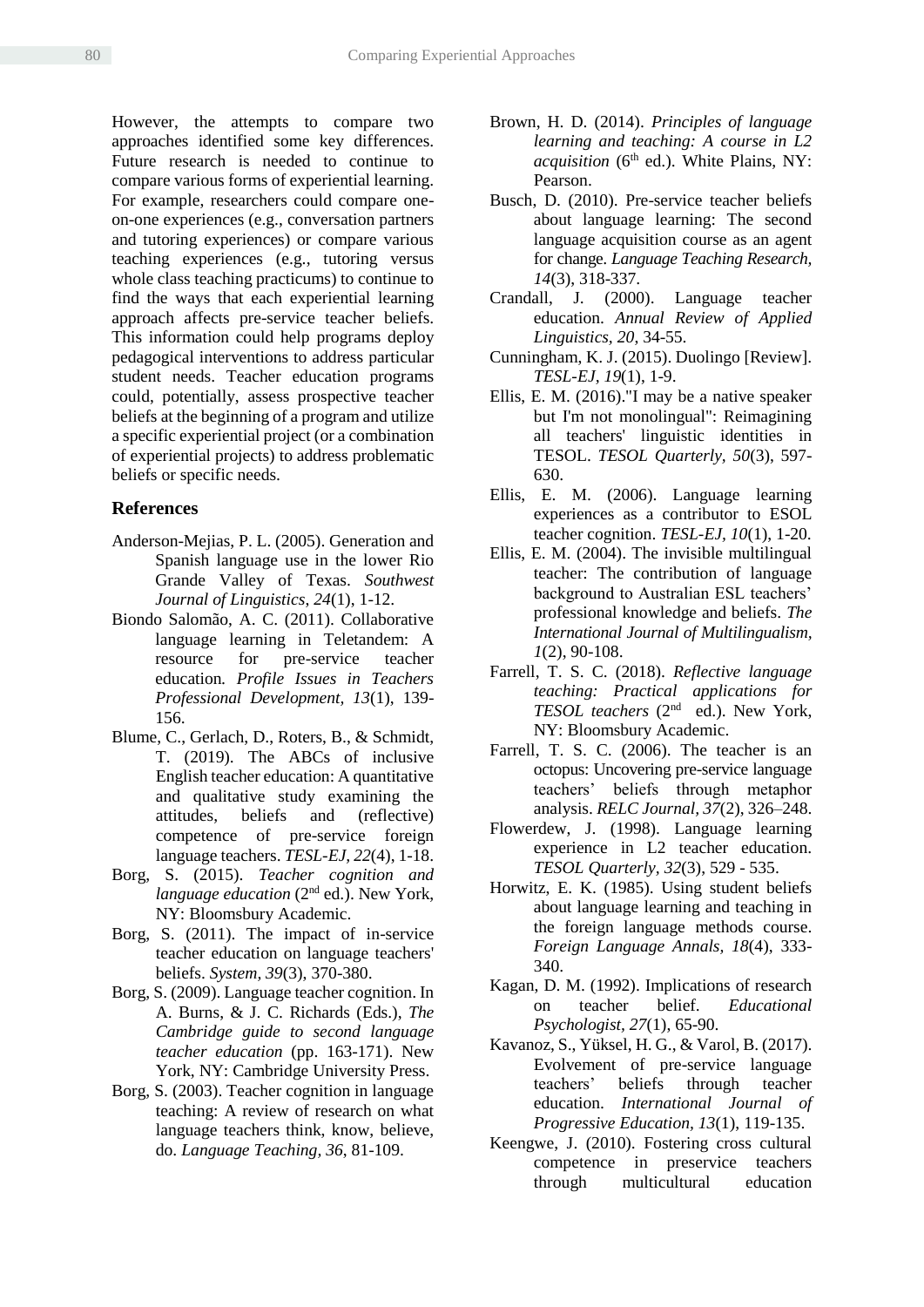However, the attempts to compare two approaches identified some key differences. Future research is needed to continue to compare various forms of experiential learning. For example, researchers could compare one-on-one experiences (e.g., conversation partners and tutoring experiences) or compare various teaching experiences (e.g., tutoring versus whole class teaching practicums) to continue to find the ways that each experiential learning approach affects pre-service teacher beliefs. This information could help programs deploy pedagogical interventions to address particular student needs. Teacher education programs could, potentially, assess prospective teacher beliefs at the beginning of a program and utilize a specific experiential project (or a combination of experiential projects) to address problematic beliefs or specific needs.

## References

Anderson-Mejias, P. L. (2005). Generation and Spanish language use in the lower Rio Grande Valley of Texas. *Southwest Journal of Linguistics, 24*(1), 1-12.

Biondo Salomão, A. C. (2011). Collaborative language learning in Teletandem: A resource for pre-service teacher education. *Profile Issues in Teachers Professional Development, 13*(1), 139-156.

Blume, C., Gerlach, D., Roters, B., & Schmidt, T. (2019). The ABCs of inclusive English teacher education: A quantitative and qualitative study examining the attitudes, beliefs and (reflective) competence of pre-service foreign language teachers. *TESL-EJ, 22*(4), 1-18.

Borg, S. (2015). *Teacher cognition and language education* (2nd ed.). New York, NY: Bloomsbury Academic.

Borg, S. (2011). The impact of in-service teacher education on language teachers' beliefs. *System, 39*(3), 370-380.

Borg, S. (2009). Language teacher cognition. In A. Burns, & J. C. Richards (Eds.), *The Cambridge guide to second language teacher education* (pp. 163-171). New York, NY: Cambridge University Press.

Borg, S. (2003). Teacher cognition in language teaching: A review of research on what language teachers think, know, believe, do. *Language Teaching, 36*, 81-109.

Brown, H. D. (2014). *Principles of language learning and teaching: A course in L2 acquisition* (6th ed.). White Plains, NY: Pearson.

Busch, D. (2010). Pre-service teacher beliefs about language learning: The second language acquisition course as an agent for change. *Language Teaching Research, 14*(3), 318-337.

Crandall, J. (2000). Language teacher education. *Annual Review of Applied Linguistics, 20*, 34-55.

Cunningham, K. J. (2015). Duolingo [Review]. *TESL-EJ, 19*(1), 1-9.

Ellis, E. M. (2016)."I may be a native speaker but I'm not monolingual": Reimagining all teachers' linguistic identities in TESOL. *TESOL Quarterly, 50*(3), 597-630.

Ellis, E. M. (2006). Language learning experiences as a contributor to ESOL teacher cognition. *TESL-EJ, 10*(1), 1-20.

Ellis, E. M. (2004). The invisible multilingual teacher: The contribution of language background to Australian ESL teachers' professional knowledge and beliefs. *The International Journal of Multilingualism, 1*(2), 90-108.

Farrell, T. S. C. (2018). *Reflective language teaching: Practical applications for TESOL teachers* (2nd ed.). New York, NY: Bloomsbury Academic.

Farrell, T. S. C. (2006). The teacher is an octopus: Uncovering pre-service language teachers' beliefs through metaphor analysis. *RELC Journal, 37*(2), 326–248.

Flowerdew, J. (1998). Language learning experience in L2 teacher education. *TESOL Quarterly, 32*(3), 529 - 535.

Horwitz, E. K. (1985). Using student beliefs about language learning and teaching in the foreign language methods course. *Foreign Language Annals, 18*(4), 333-340.

Kagan, D. M. (1992). Implications of research on teacher belief. *Educational Psychologist, 27*(1), 65-90.

Kavanoz, S., Yüksel, H. G., & Varol, B. (2017). Evolvement of pre-service language teachers' beliefs through teacher education. *International Journal of Progressive Education, 13*(1), 119-135.

Keengwe, J. (2010). Fostering cross cultural competence in preservice teachers through multicultural education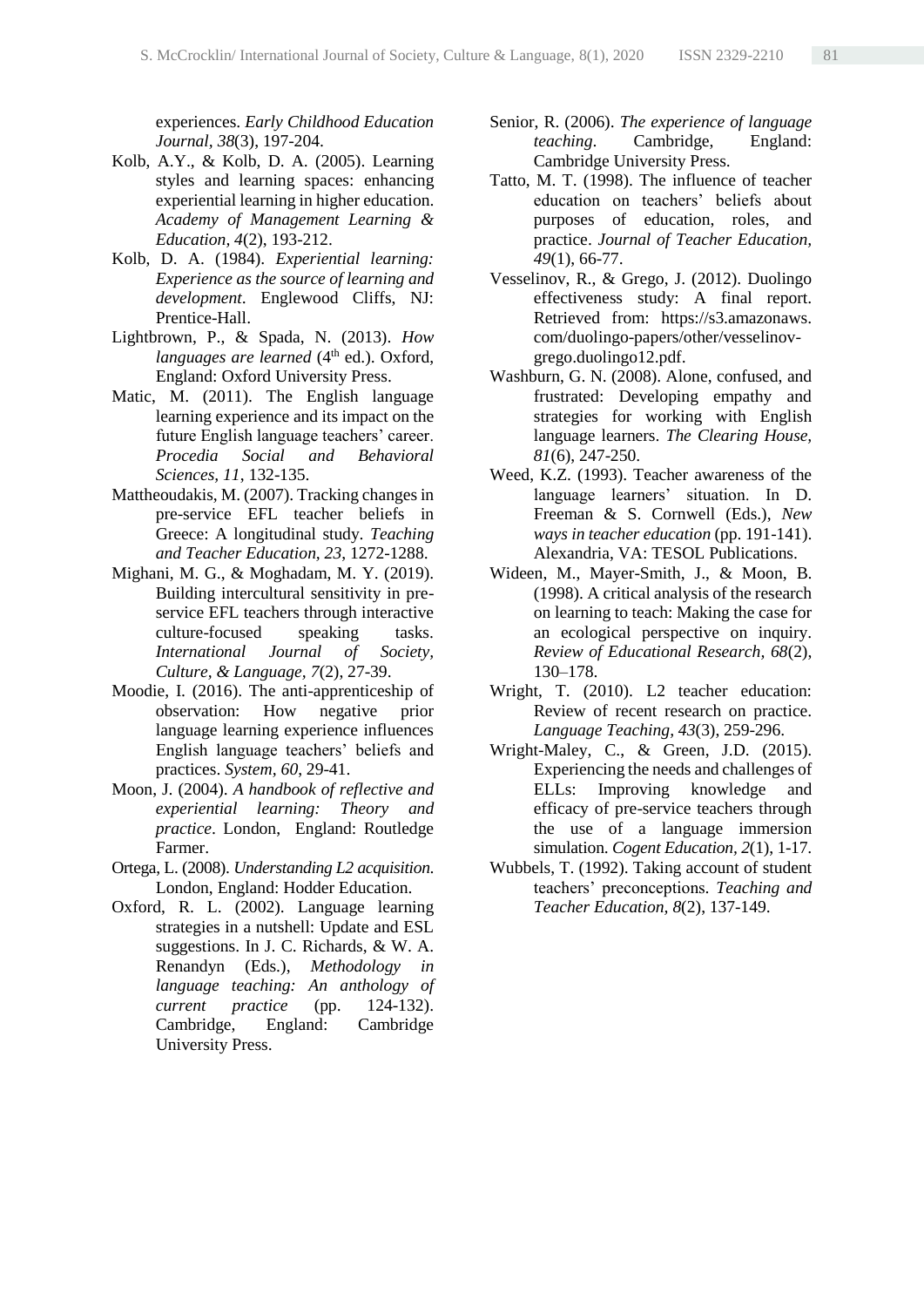experiences. *Early Childhood Education Journal, 38*(3), 197-204.

Kolb, A.Y., & Kolb, D. A. (2005). Learning styles and learning spaces: enhancing experiential learning in higher education. *Academy of Management Learning & Education, 4*(2), 193-212.

Kolb, D. A. (1984). *Experiential learning: Experience as the source of learning and development*. Englewood Cliffs, NJ: Prentice-Hall.

Lightbrown, P., & Spada, N. (2013). *How languages are learned* (4th ed.). Oxford, England: Oxford University Press.

Matic, M. (2011). The English language learning experience and its impact on the future English language teachers' career. *Procedia Social and Behavioral Sciences, 11*, 132-135.

Mattheoudakis, M. (2007). Tracking changes in pre-service EFL teacher beliefs in Greece: A longitudinal study. *Teaching and Teacher Education, 23*, 1272-1288.

Mighani, M. G., & Moghadam, M. Y. (2019). Building intercultural sensitivity in pre-service EFL teachers through interactive culture-focused speaking tasks. *International Journal of Society, Culture, & Language, 7*(2), 27-39.

Moodie, I. (2016). The anti-apprenticeship of observation: How negative prior language learning experience influences English language teachers' beliefs and practices. *System, 60*, 29-41.

Moon, J. (2004). *A handbook of reflective and experiential learning: Theory and practice*. London, England: Routledge Farmer.

Ortega, L. (2008). *Understanding L2 acquisition.* London, England: Hodder Education.

Oxford, R. L. (2002). Language learning strategies in a nutshell: Update and ESL suggestions. In J. C. Richards, & W. A. Renandyn (Eds.), *Methodology in language teaching: An anthology of current practice* (pp. 124-132). Cambridge, England: Cambridge University Press.

Senior, R. (2006). *The experience of language teaching*. Cambridge, England: Cambridge University Press.

Tatto, M. T. (1998). The influence of teacher education on teachers' beliefs about purposes of education, roles, and practice. *Journal of Teacher Education, 49*(1), 66-77.

Vesselinov, R., & Grego, J. (2012). Duolingo effectiveness study: A final report. Retrieved from: https://s3.amazonaws.com/duolingo-papers/other/vesselinov-grego.duolingo12.pdf.

Washburn, G. N. (2008). Alone, confused, and frustrated: Developing empathy and strategies for working with English language learners. *The Clearing House, 81*(6), 247-250.

Weed, K.Z. (1993). Teacher awareness of the language learners' situation. In D. Freeman & S. Cornwell (Eds.), *New ways in teacher education* (pp. 191-141). Alexandria, VA: TESOL Publications.

Wideen, M., Mayer-Smith, J., & Moon, B. (1998). A critical analysis of the research on learning to teach: Making the case for an ecological perspective on inquiry. *Review of Educational Research, 68*(2), 130–178.

Wright, T. (2010). L2 teacher education: Review of recent research on practice. *Language Teaching, 43*(3), 259-296.

Wright-Maley, C., & Green, J.D. (2015). Experiencing the needs and challenges of ELLs: Improving knowledge and efficacy of pre-service teachers through the use of a language immersion simulation. *Cogent Education, 2*(1), 1-17.

Wubbels, T. (1992). Taking account of student teachers' preconceptions. *Teaching and Teacher Education, 8*(2), 137-149.